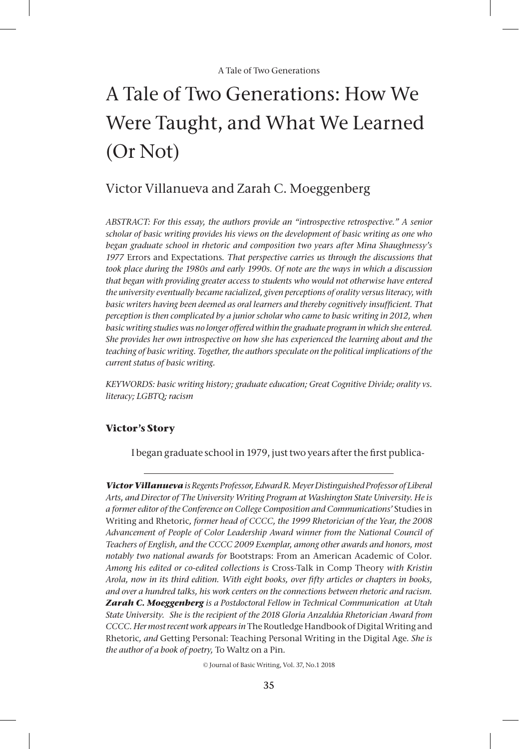# A Tale of Two Generations: How We Were Taught, and What We Learned (Or Not)

Victor Villanueva and Zarah C. Moeggenberg

*ABSTRACT: For this essay, the authors provide an "introspective retrospective." A senior scholar of basic writing provides his views on the development of basic writing as one who began graduate school in rhetoric and composition two years after Mina Shaughnessy's 1977* Errors and Expectations*. That perspective carries us through the discussions that took place during the 1980s and early 1990s. Of note are the ways in which a discussion that began with providing greater access to students who would not otherwise have entered the university eventually became racialized, given perceptions of orality versus literacy, with basic writers having been deemed as oral learners and thereby cognitively insufficient. That perception is then complicated by a junior scholar who came to basic writing in 2012, when basic writing studies was no longer offered within the graduate program in which she entered. She provides her own introspective on how she has experienced the learning about and the teaching of basic writing. Together, the authors speculate on the political implications of the current status of basic writing.*

*KEYWORDS: basic writing history; graduate education; Great Cognitive Divide; orality vs. literacy; LGBTQ; racism*

## Victor's Story

I began graduate school in 1979, just two years after the first publica-

***Victor Villanueva*** *is Regents Professor, Edward R. Meyer Distinguished Professor of Liberal Arts, and Director of The University Writing Program at Washington State University. He is a former editor of the Conference on College Composition and Communications'* Studies in Writing and Rhetoric*, former head of CCCC, the 1999 Rhetorician of the Year, the 2008 Advancement of People of Color Leadership Award winner from the National Council of Teachers of English, and the CCCC 2009 Exemplar, among other awards and honors, most notably two national awards for* Bootstraps: From an American Academic of Color*. Among his edited or co-edited collections is* Cross-Talk in Comp Theory *with Kristin Arola, now in its third edition. With eight books, over fifty articles or chapters in books, and over a hundred talks, his work centers on the connections between rhetoric and racism.* ***Zarah C. Moeggenberg*** *is a Postdoctoral Fellow in Technical Communication at Utah State University. She is the recipient of the 2018 Gloria Anzaldúa Rhetorician Award from CCCC. Her most recent work appears in* The Routledge Handbook of Digital Writing and Rhetoric*, and* Getting Personal: Teaching Personal Writing in the Digital Age*. She is the author of a book of poetry,* To Waltz on a Pin*.*

© Journal of Basic Writing, Vol. 37, No.1 2018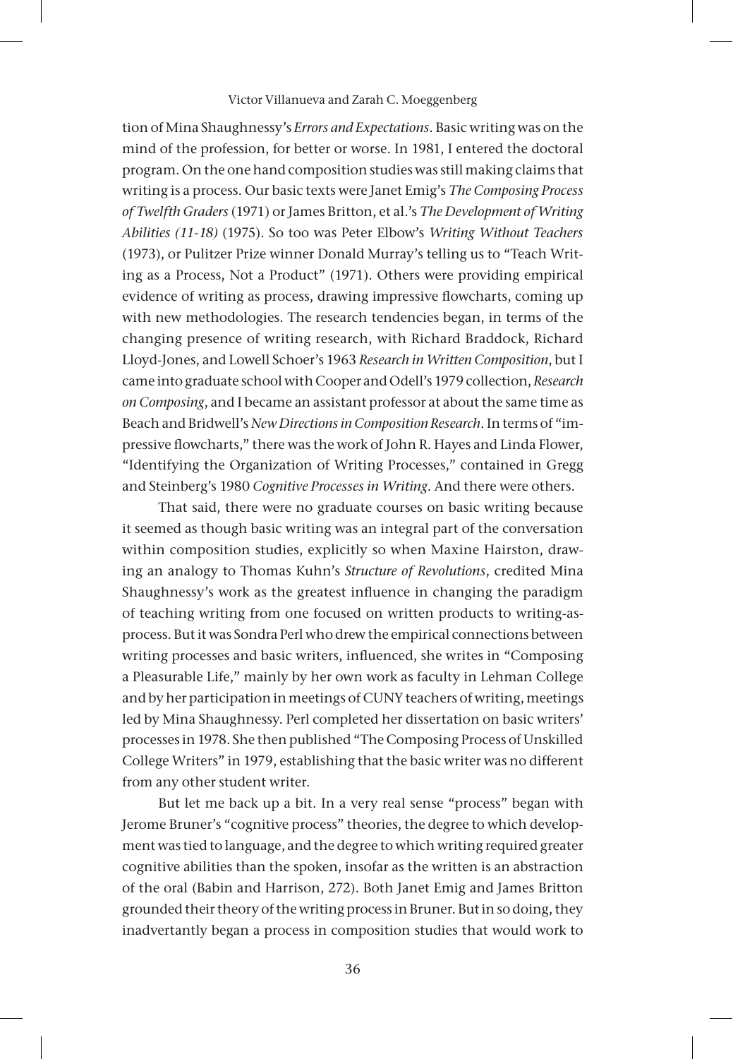tion of Mina Shaughnessy's *Errors and Expectations*. Basic writing was on the mind of the profession, for better or worse. In 1981, I entered the doctoral program. On the one hand composition studies was still making claims that writing is a process. Our basic texts were Janet Emig's *The Composing Process of Twelfth Graders* (1971) or James Britton, et al.'s *The Development of Writing Abilities (11-18)* (1975). So too was Peter Elbow's *Writing Without Teachers* (1973), or Pulitzer Prize winner Donald Murray's telling us to "Teach Writing as a Process, Not a Product" (1971). Others were providing empirical evidence of writing as process, drawing impressive flowcharts, coming up with new methodologies. The research tendencies began, in terms of the changing presence of writing research, with Richard Braddock, Richard Lloyd-Jones, and Lowell Schoer's 1963 *Research in Written Composition*, but I came into graduate school with Cooper and Odell's 1979 collection, *Research on Composing*, and I became an assistant professor at about the same time as Beach and Bridwell's *New Directions in Composition Research*. In terms of "impressive flowcharts," there was the work of John R. Hayes and Linda Flower, "Identifying the Organization of Writing Processes," contained in Gregg and Steinberg's 1980 *Cognitive Processes in Writing*. And there were others.

That said, there were no graduate courses on basic writing because it seemed as though basic writing was an integral part of the conversation within composition studies, explicitly so when Maxine Hairston, drawing an analogy to Thomas Kuhn's *Structure of Revolutions*, credited Mina Shaughnessy's work as the greatest influence in changing the paradigm of teaching writing from one focused on written products to writing-as-process. But it was Sondra Perl who drew the empirical connections between writing processes and basic writers, influenced, she writes in "Composing a Pleasurable Life," mainly by her own work as faculty in Lehman College and by her participation in meetings of CUNY teachers of writing, meetings led by Mina Shaughnessy. Perl completed her dissertation on basic writers' processes in 1978. She then published "The Composing Process of Unskilled College Writers" in 1979, establishing that the basic writer was no different from any other student writer.

But let me back up a bit. In a very real sense "process" began with Jerome Bruner's "cognitive process" theories, the degree to which development was tied to language, and the degree to which writing required greater cognitive abilities than the spoken, insofar as the written is an abstraction of the oral (Babin and Harrison, 272). Both Janet Emig and James Britton grounded their theory of the writing process in Bruner. But in so doing, they inadvertantly began a process in composition studies that would work to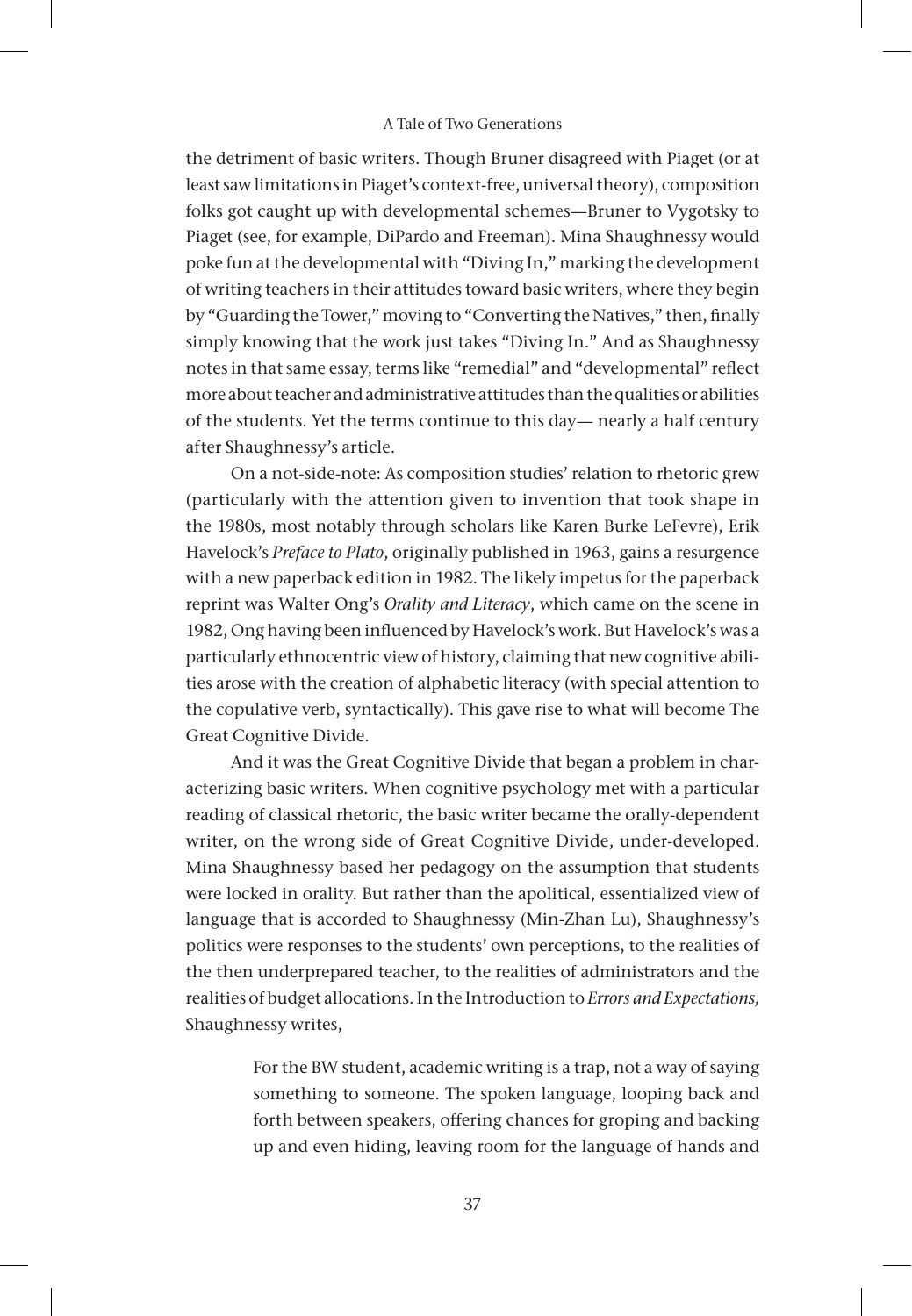the detriment of basic writers. Though Bruner disagreed with Piaget (or at least saw limitations in Piaget's context-free, universal theory), composition folks got caught up with developmental schemes—Bruner to Vygotsky to Piaget (see, for example, DiPardo and Freeman). Mina Shaughnessy would poke fun at the developmental with "Diving In," marking the development of writing teachers in their attitudes toward basic writers, where they begin by "Guarding the Tower," moving to "Converting the Natives," then, finally simply knowing that the work just takes "Diving In." And as Shaughnessy notes in that same essay, terms like "remedial" and "developmental" reflect more about teacher and administrative attitudes than the qualities or abilities of the students. Yet the terms continue to this day— nearly a half century after Shaughnessy's article.

On a not-side-note: As composition studies' relation to rhetoric grew (particularly with the attention given to invention that took shape in the 1980s, most notably through scholars like Karen Burke LeFevre), Erik Havelock's *Preface to Plato*, originally published in 1963, gains a resurgence with a new paperback edition in 1982. The likely impetus for the paperback reprint was Walter Ong's *Orality and Literacy*, which came on the scene in 1982, Ong having been influenced by Havelock's work. But Havelock's was a particularly ethnocentric view of history, claiming that new cognitive abilities arose with the creation of alphabetic literacy (with special attention to the copulative verb, syntactically). This gave rise to what will become The Great Cognitive Divide.

And it was the Great Cognitive Divide that began a problem in characterizing basic writers. When cognitive psychology met with a particular reading of classical rhetoric, the basic writer became the orally-dependent writer, on the wrong side of Great Cognitive Divide, under-developed. Mina Shaughnessy based her pedagogy on the assumption that students were locked in orality. But rather than the apolitical, essentialized view of language that is accorded to Shaughnessy (Min-Zhan Lu), Shaughnessy's politics were responses to the students' own perceptions, to the realities of the then underprepared teacher, to the realities of administrators and the realities of budget allocations. In the Introduction to *Errors and Expectations,* Shaughnessy writes,

> For the BW student, academic writing is a trap, not a way of saying something to someone. The spoken language, looping back and forth between speakers, offering chances for groping and backing up and even hiding, leaving room for the language of hands and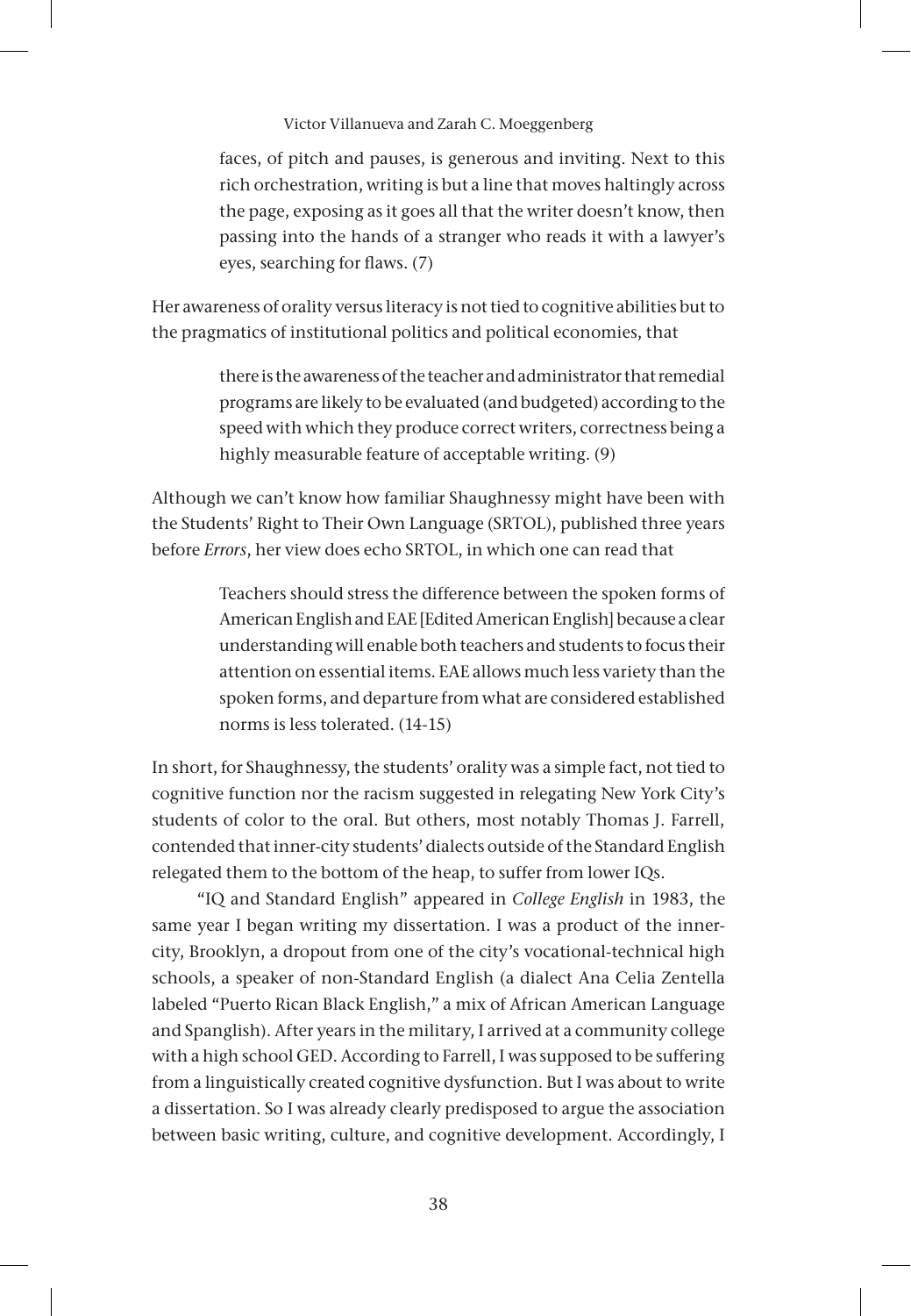faces, of pitch and pauses, is generous and inviting. Next to this rich orchestration, writing is but a line that moves haltingly across the page, exposing as it goes all that the writer doesn't know, then passing into the hands of a stranger who reads it with a lawyer's eyes, searching for flaws. (7)

Her awareness of orality versus literacy is not tied to cognitive abilities but to the pragmatics of institutional politics and political economies, that

> there is the awareness of the teacher and administrator that remedial programs are likely to be evaluated (and budgeted) according to the speed with which they produce correct writers, correctness being a highly measurable feature of acceptable writing. (9)

Although we can't know how familiar Shaughnessy might have been with the Students' Right to Their Own Language (SRTOL), published three years before *Errors*, her view does echo SRTOL, in which one can read that

> Teachers should stress the difference between the spoken forms of American English and EAE [Edited American English] because a clear understanding will enable both teachers and students to focus their attention on essential items. EAE allows much less variety than the spoken forms, and departure from what are considered established norms is less tolerated. (14-15)

In short, for Shaughnessy, the students' orality was a simple fact, not tied to cognitive function nor the racism suggested in relegating New York City's students of color to the oral. But others, most notably Thomas J. Farrell, contended that inner-city students' dialects outside of the Standard English relegated them to the bottom of the heap, to suffer from lower IQs.

"IQ and Standard English" appeared in *College English* in 1983, the same year I began writing my dissertation. I was a product of the inner-city, Brooklyn, a dropout from one of the city's vocational-technical high schools, a speaker of non-Standard English (a dialect Ana Celia Zentella labeled "Puerto Rican Black English," a mix of African American Language and Spanglish). After years in the military, I arrived at a community college with a high school GED. According to Farrell, I was supposed to be suffering from a linguistically created cognitive dysfunction. But I was about to write a dissertation. So I was already clearly predisposed to argue the association between basic writing, culture, and cognitive development. Accordingly, I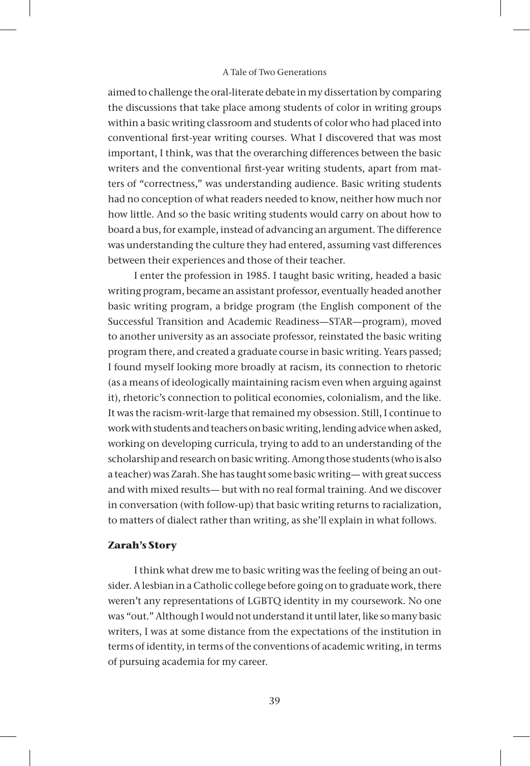aimed to challenge the oral-literate debate in my dissertation by comparing the discussions that take place among students of color in writing groups within a basic writing classroom and students of color who had placed into conventional first-year writing courses. What I discovered that was most important, I think, was that the overarching differences between the basic writers and the conventional first-year writing students, apart from matters of "correctness," was understanding audience. Basic writing students had no conception of what readers needed to know, neither how much nor how little. And so the basic writing students would carry on about how to board a bus, for example, instead of advancing an argument. The difference was understanding the culture they had entered, assuming vast differences between their experiences and those of their teacher.

I enter the profession in 1985. I taught basic writing, headed a basic writing program, became an assistant professor, eventually headed another basic writing program, a bridge program (the English component of the Successful Transition and Academic Readiness—STAR—program), moved to another university as an associate professor, reinstated the basic writing program there, and created a graduate course in basic writing. Years passed; I found myself looking more broadly at racism, its connection to rhetoric (as a means of ideologically maintaining racism even when arguing against it), rhetoric's connection to political economies, colonialism, and the like. It was the racism-writ-large that remained my obsession. Still, I continue to work with students and teachers on basic writing, lending advice when asked, working on developing curricula, trying to add to an understanding of the scholarship and research on basic writing. Among those students (who is also a teacher) was Zarah. She has taught some basic writing— with great success and with mixed results— but with no real formal training. And we discover in conversation (with follow-up) that basic writing returns to racialization, to matters of dialect rather than writing, as she'll explain in what follows.

### Zarah's Story

I think what drew me to basic writing was the feeling of being an outsider. A lesbian in a Catholic college before going on to graduate work, there weren't any representations of LGBTQ identity in my coursework. No one was "out." Although I would not understand it until later, like so many basic writers, I was at some distance from the expectations of the institution in terms of identity, in terms of the conventions of academic writing, in terms of pursuing academia for my career.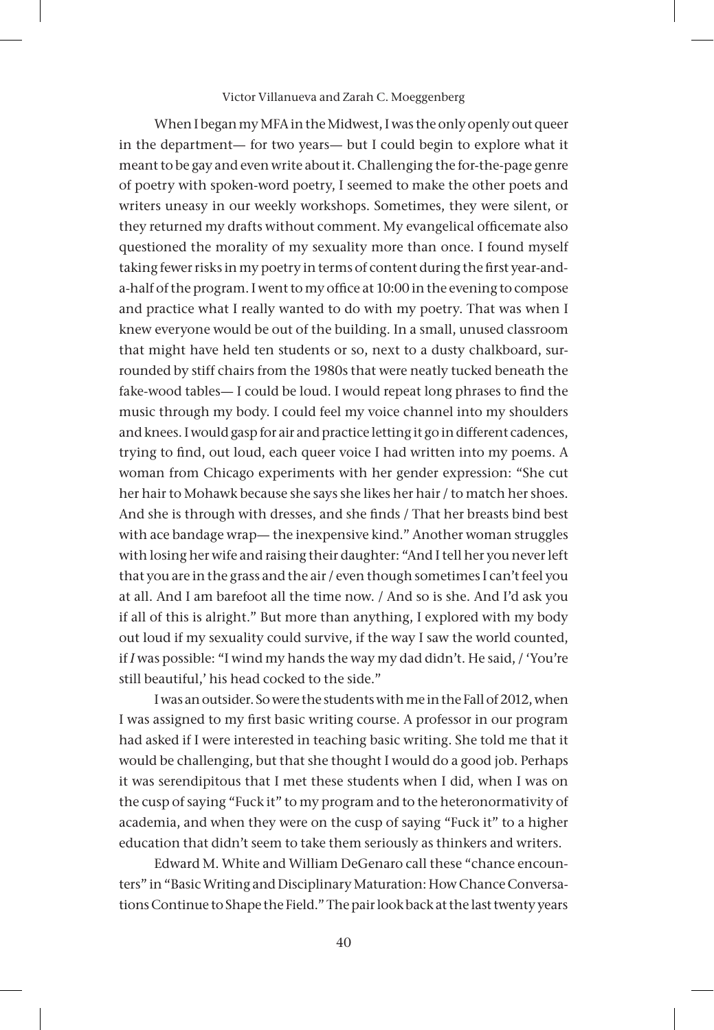When I began my MFA in the Midwest, I was the only openly out queer in the department— for two years— but I could begin to explore what it meant to be gay and even write about it. Challenging the for-the-page genre of poetry with spoken-word poetry, I seemed to make the other poets and writers uneasy in our weekly workshops. Sometimes, they were silent, or they returned my drafts without comment. My evangelical officemate also questioned the morality of my sexuality more than once. I found myself taking fewer risks in my poetry in terms of content during the first year-and-a-half of the program. I went to my office at 10:00 in the evening to compose and practice what I really wanted to do with my poetry. That was when I knew everyone would be out of the building. In a small, unused classroom that might have held ten students or so, next to a dusty chalkboard, surrounded by stiff chairs from the 1980s that were neatly tucked beneath the fake-wood tables— I could be loud. I would repeat long phrases to find the music through my body. I could feel my voice channel into my shoulders and knees. I would gasp for air and practice letting it go in different cadences, trying to find, out loud, each queer voice I had written into my poems. A woman from Chicago experiments with her gender expression: "She cut her hair to Mohawk because she says she likes her hair / to match her shoes. And she is through with dresses, and she finds / That her breasts bind best with ace bandage wrap— the inexpensive kind." Another woman struggles with losing her wife and raising their daughter: "And I tell her you never left that you are in the grass and the air / even though sometimes I can't feel you at all. And I am barefoot all the time now. / And so is she. And I'd ask you if all of this is alright." But more than anything, I explored with my body out loud if my sexuality could survive, if the way I saw the world counted, if *I* was possible: "I wind my hands the way my dad didn't. He said, / 'You're still beautiful,' his head cocked to the side."

I was an outsider. So were the students with me in the Fall of 2012, when I was assigned to my first basic writing course. A professor in our program had asked if I were interested in teaching basic writing. She told me that it would be challenging, but that she thought I would do a good job. Perhaps it was serendipitous that I met these students when I did, when I was on the cusp of saying "Fuck it" to my program and to the heteronormativity of academia, and when they were on the cusp of saying "Fuck it" to a higher education that didn't seem to take them seriously as thinkers and writers.

Edward M. White and William DeGenaro call these "chance encounters" in "Basic Writing and Disciplinary Maturation: How Chance Conversations Continue to Shape the Field." The pair look back at the last twenty years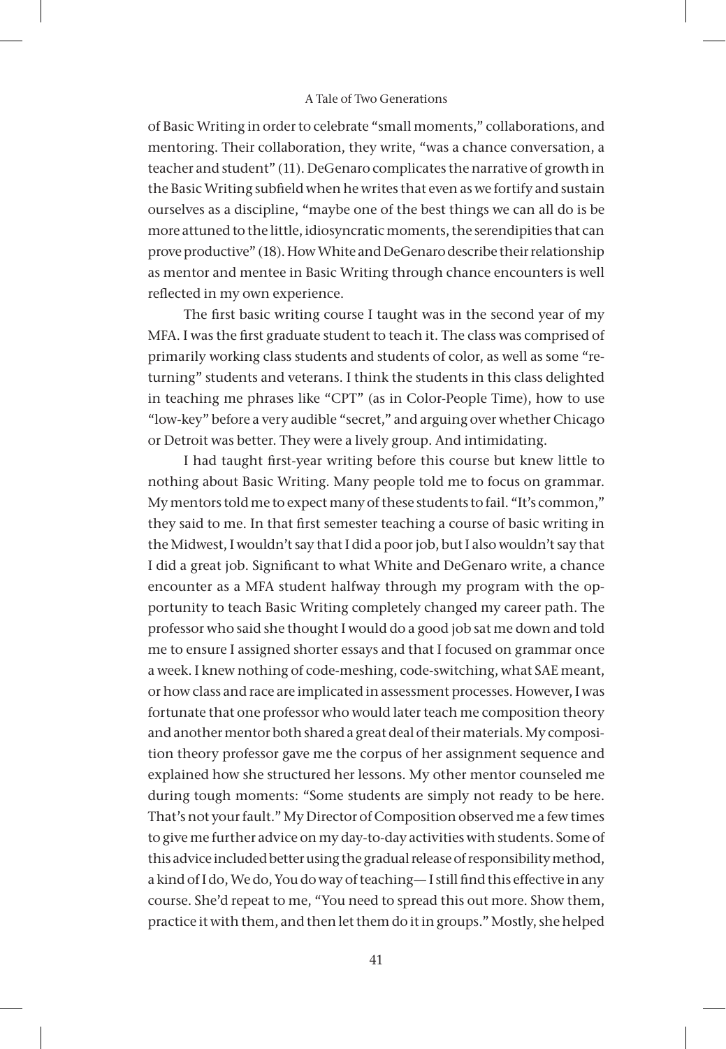of Basic Writing in order to celebrate "small moments," collaborations, and mentoring. Their collaboration, they write, "was a chance conversation, a teacher and student" (11). DeGenaro complicates the narrative of growth in the Basic Writing subfield when he writes that even as we fortify and sustain ourselves as a discipline, "maybe one of the best things we can all do is be more attuned to the little, idiosyncratic moments, the serendipities that can prove productive" (18). How White and DeGenaro describe their relationship as mentor and mentee in Basic Writing through chance encounters is well reflected in my own experience.

The first basic writing course I taught was in the second year of my MFA. I was the first graduate student to teach it. The class was comprised of primarily working class students and students of color, as well as some "returning" students and veterans. I think the students in this class delighted in teaching me phrases like "CPT" (as in Color-People Time), how to use "low-key" before a very audible "secret," and arguing over whether Chicago or Detroit was better. They were a lively group. And intimidating.

I had taught first-year writing before this course but knew little to nothing about Basic Writing. Many people told me to focus on grammar. My mentors told me to expect many of these students to fail. "It's common," they said to me. In that first semester teaching a course of basic writing in the Midwest, I wouldn't say that I did a poor job, but I also wouldn't say that I did a great job. Significant to what White and DeGenaro write, a chance encounter as a MFA student halfway through my program with the opportunity to teach Basic Writing completely changed my career path. The professor who said she thought I would do a good job sat me down and told me to ensure I assigned shorter essays and that I focused on grammar once a week. I knew nothing of code-meshing, code-switching, what SAE meant, or how class and race are implicated in assessment processes. However, I was fortunate that one professor who would later teach me composition theory and another mentor both shared a great deal of their materials. My composition theory professor gave me the corpus of her assignment sequence and explained how she structured her lessons. My other mentor counseled me during tough moments: "Some students are simply not ready to be here. That's not your fault." My Director of Composition observed me a few times to give me further advice on my day-to-day activities with students. Some of this advice included better using the gradual release of responsibility method, a kind of I do, We do, You do way of teaching— I still find this effective in any course. She'd repeat to me, "You need to spread this out more. Show them, practice it with them, and then let them do it in groups." Mostly, she helped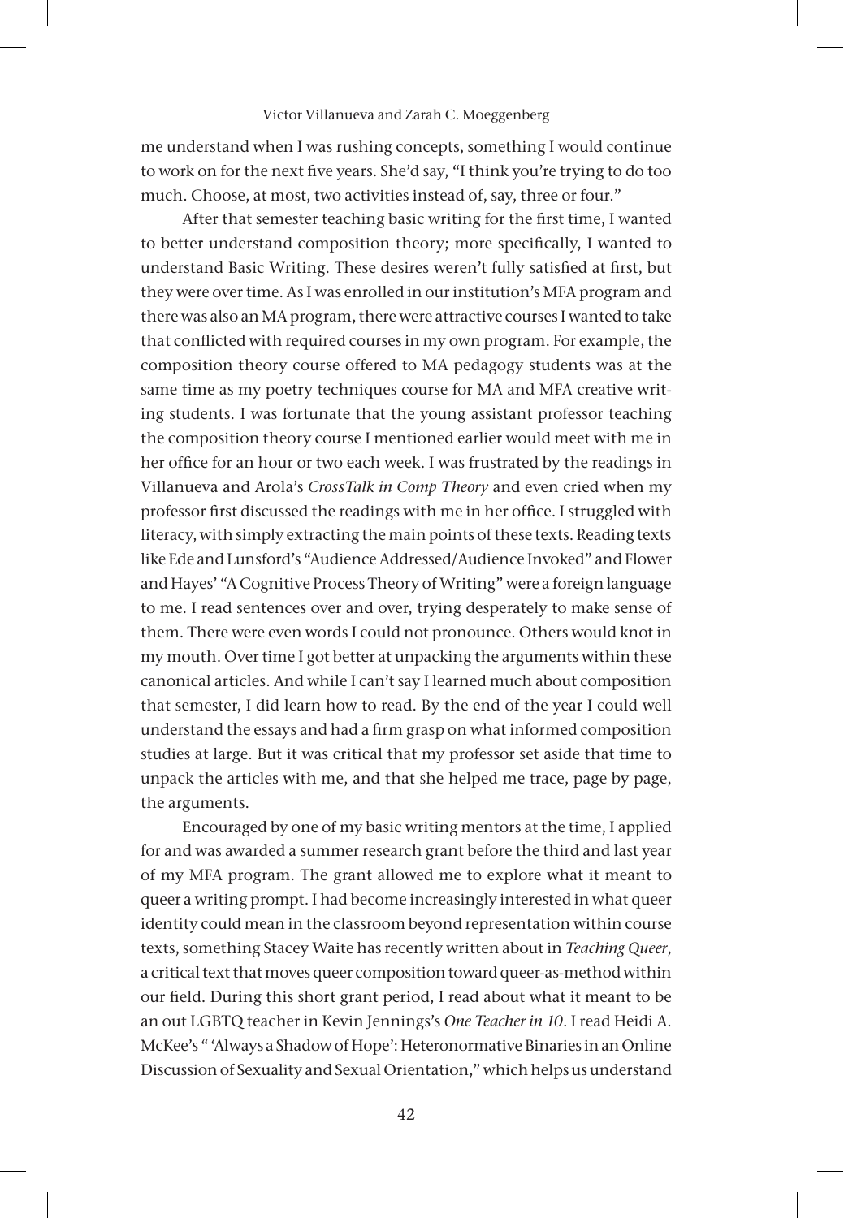me understand when I was rushing concepts, something I would continue to work on for the next five years. She'd say, "I think you're trying to do too much. Choose, at most, two activities instead of, say, three or four."

After that semester teaching basic writing for the first time, I wanted to better understand composition theory; more specifically, I wanted to understand Basic Writing. These desires weren't fully satisfied at first, but they were over time. As I was enrolled in our institution's MFA program and there was also an MA program, there were attractive courses I wanted to take that conflicted with required courses in my own program. For example, the composition theory course offered to MA pedagogy students was at the same time as my poetry techniques course for MA and MFA creative writing students. I was fortunate that the young assistant professor teaching the composition theory course I mentioned earlier would meet with me in her office for an hour or two each week. I was frustrated by the readings in Villanueva and Arola's *CrossTalk in Comp Theory* and even cried when my professor first discussed the readings with me in her office. I struggled with literacy, with simply extracting the main points of these texts. Reading texts like Ede and Lunsford's "Audience Addressed/Audience Invoked" and Flower and Hayes' "A Cognitive Process Theory of Writing" were a foreign language to me. I read sentences over and over, trying desperately to make sense of them. There were even words I could not pronounce. Others would knot in my mouth. Over time I got better at unpacking the arguments within these canonical articles. And while I can't say I learned much about composition that semester, I did learn how to read. By the end of the year I could well understand the essays and had a firm grasp on what informed composition studies at large. But it was critical that my professor set aside that time to unpack the articles with me, and that she helped me trace, page by page, the arguments.

Encouraged by one of my basic writing mentors at the time, I applied for and was awarded a summer research grant before the third and last year of my MFA program. The grant allowed me to explore what it meant to queer a writing prompt. I had become increasingly interested in what queer identity could mean in the classroom beyond representation within course texts, something Stacey Waite has recently written about in *Teaching Queer*, a critical text that moves queer composition toward queer-as-method within our field. During this short grant period, I read about what it meant to be an out LGBTQ teacher in Kevin Jennings's *One Teacher in 10*. I read Heidi A. McKee's " 'Always a Shadow of Hope': Heteronormative Binaries in an Online Discussion of Sexuality and Sexual Orientation," which helps us understand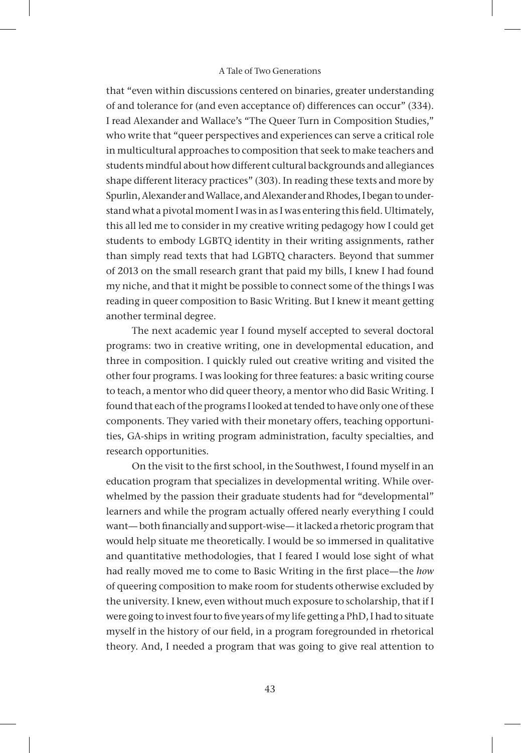that "even within discussions centered on binaries, greater understanding of and tolerance for (and even acceptance of) differences can occur" (334). I read Alexander and Wallace's "The Queer Turn in Composition Studies," who write that "queer perspectives and experiences can serve a critical role in multicultural approaches to composition that seek to make teachers and students mindful about how different cultural backgrounds and allegiances shape different literacy practices" (303). In reading these texts and more by Spurlin, Alexander and Wallace, and Alexander and Rhodes, I began to understand what a pivotal moment I was in as I was entering this field. Ultimately, this all led me to consider in my creative writing pedagogy how I could get students to embody LGBTQ identity in their writing assignments, rather than simply read texts that had LGBTQ characters. Beyond that summer of 2013 on the small research grant that paid my bills, I knew I had found my niche, and that it might be possible to connect some of the things I was reading in queer composition to Basic Writing. But I knew it meant getting another terminal degree.

The next academic year I found myself accepted to several doctoral programs: two in creative writing, one in developmental education, and three in composition. I quickly ruled out creative writing and visited the other four programs. I was looking for three features: a basic writing course to teach, a mentor who did queer theory, a mentor who did Basic Writing. I found that each of the programs I looked at tended to have only one of these components. They varied with their monetary offers, teaching opportunities, GA-ships in writing program administration, faculty specialties, and research opportunities.

On the visit to the first school, in the Southwest, I found myself in an education program that specializes in developmental writing. While overwhelmed by the passion their graduate students had for "developmental" learners and while the program actually offered nearly everything I could want— both financially and support-wise— it lacked a rhetoric program that would help situate me theoretically. I would be so immersed in qualitative and quantitative methodologies, that I feared I would lose sight of what had really moved me to come to Basic Writing in the first place—the *how* of queering composition to make room for students otherwise excluded by the university. I knew, even without much exposure to scholarship, that if I were going to invest four to five years of my life getting a PhD, I had to situate myself in the history of our field, in a program foregrounded in rhetorical theory. And, I needed a program that was going to give real attention to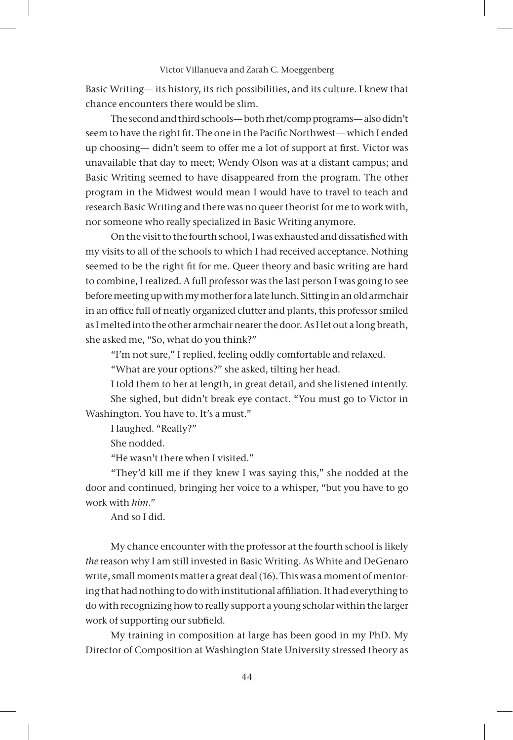Basic Writing— its history, its rich possibilities, and its culture. I knew that chance encounters there would be slim.

The second and third schools— both rhet/comp programs— also didn't seem to have the right fit. The one in the Pacific Northwest— which I ended up choosing— didn't seem to offer me a lot of support at first. Victor was unavailable that day to meet; Wendy Olson was at a distant campus; and Basic Writing seemed to have disappeared from the program. The other program in the Midwest would mean I would have to travel to teach and research Basic Writing and there was no queer theorist for me to work with, nor someone who really specialized in Basic Writing anymore.

On the visit to the fourth school, I was exhausted and dissatisfied with my visits to all of the schools to which I had received acceptance. Nothing seemed to be the right fit for me. Queer theory and basic writing are hard to combine, I realized. A full professor was the last person I was going to see before meeting up with my mother for a late lunch. Sitting in an old armchair in an office full of neatly organized clutter and plants, this professor smiled as I melted into the other armchair nearer the door. As I let out a long breath, she asked me, "So, what do you think?"

"I'm not sure," I replied, feeling oddly comfortable and relaxed.

"What are your options?" she asked, tilting her head.

I told them to her at length, in great detail, and she listened intently.

She sighed, but didn't break eye contact. "You must go to Victor in Washington. You have to. It's a must."

I laughed. "Really?"

She nodded.

"He wasn't there when I visited."

"They'd kill me if they knew I was saying this," she nodded at the door and continued, bringing her voice to a whisper, "but you have to go work with *him*."

And so I did.

My chance encounter with the professor at the fourth school is likely *the* reason why I am still invested in Basic Writing. As White and DeGenaro write, small moments matter a great deal (16). This was a moment of mentoring that had nothing to do with institutional affiliation. It had everything to do with recognizing how to really support a young scholar within the larger work of supporting our subfield.

My training in composition at large has been good in my PhD. My Director of Composition at Washington State University stressed theory as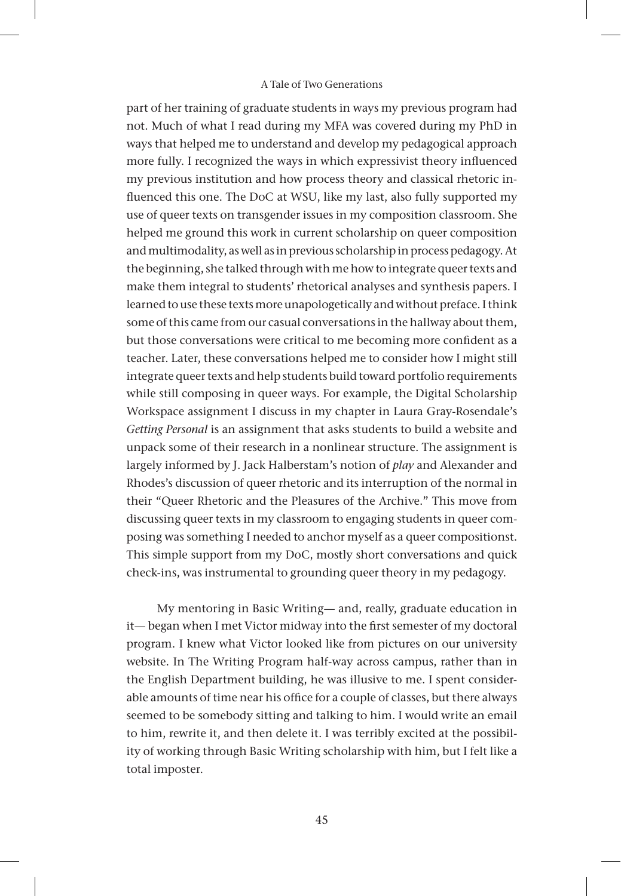part of her training of graduate students in ways my previous program had not. Much of what I read during my MFA was covered during my PhD in ways that helped me to understand and develop my pedagogical approach more fully. I recognized the ways in which expressivist theory influenced my previous institution and how process theory and classical rhetoric influenced this one. The DoC at WSU, like my last, also fully supported my use of queer texts on transgender issues in my composition classroom. She helped me ground this work in current scholarship on queer composition and multimodality, as well as in previous scholarship in process pedagogy. At the beginning, she talked through with me how to integrate queer texts and make them integral to students' rhetorical analyses and synthesis papers. I learned to use these texts more unapologetically and without preface. I think some of this came from our casual conversations in the hallway about them, but those conversations were critical to me becoming more confident as a teacher. Later, these conversations helped me to consider how I might still integrate queer texts and help students build toward portfolio requirements while still composing in queer ways. For example, the Digital Scholarship Workspace assignment I discuss in my chapter in Laura Gray-Rosendale's *Getting Personal* is an assignment that asks students to build a website and unpack some of their research in a nonlinear structure. The assignment is largely informed by J. Jack Halberstam's notion of *play* and Alexander and Rhodes's discussion of queer rhetoric and its interruption of the normal in their "Queer Rhetoric and the Pleasures of the Archive." This move from discussing queer texts in my classroom to engaging students in queer composing was something I needed to anchor myself as a queer compositionst. This simple support from my DoC, mostly short conversations and quick check-ins, was instrumental to grounding queer theory in my pedagogy.

My mentoring in Basic Writing— and, really, graduate education in it— began when I met Victor midway into the first semester of my doctoral program. I knew what Victor looked like from pictures on our university website. In The Writing Program half-way across campus, rather than in the English Department building, he was illusive to me. I spent considerable amounts of time near his office for a couple of classes, but there always seemed to be somebody sitting and talking to him. I would write an email to him, rewrite it, and then delete it. I was terribly excited at the possibility of working through Basic Writing scholarship with him, but I felt like a total imposter.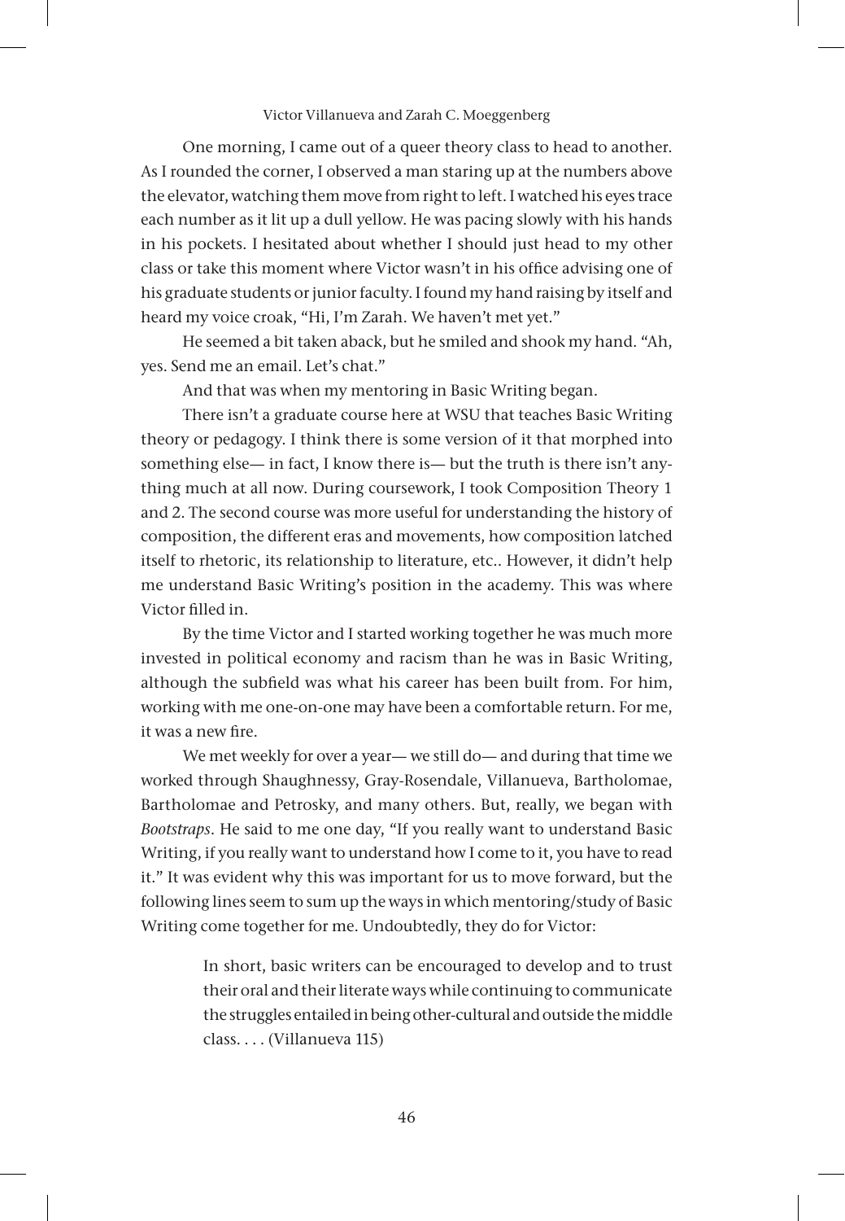One morning, I came out of a queer theory class to head to another. As I rounded the corner, I observed a man staring up at the numbers above the elevator, watching them move from right to left. I watched his eyes trace each number as it lit up a dull yellow. He was pacing slowly with his hands in his pockets. I hesitated about whether I should just head to my other class or take this moment where Victor wasn't in his office advising one of his graduate students or junior faculty. I found my hand raising by itself and heard my voice croak, "Hi, I'm Zarah. We haven't met yet."

He seemed a bit taken aback, but he smiled and shook my hand. "Ah, yes. Send me an email. Let's chat."

And that was when my mentoring in Basic Writing began.

There isn't a graduate course here at WSU that teaches Basic Writing theory or pedagogy. I think there is some version of it that morphed into something else— in fact, I know there is— but the truth is there isn't anything much at all now. During coursework, I took Composition Theory 1 and 2. The second course was more useful for understanding the history of composition, the different eras and movements, how composition latched itself to rhetoric, its relationship to literature, etc.. However, it didn't help me understand Basic Writing's position in the academy. This was where Victor filled in.

By the time Victor and I started working together he was much more invested in political economy and racism than he was in Basic Writing, although the subfield was what his career has been built from. For him, working with me one-on-one may have been a comfortable return. For me, it was a new fire.

We met weekly for over a year— we still do— and during that time we worked through Shaughnessy, Gray-Rosendale, Villanueva, Bartholomae, Bartholomae and Petrosky, and many others. But, really, we began with *Bootstraps*. He said to me one day, "If you really want to understand Basic Writing, if you really want to understand how I come to it, you have to read it." It was evident why this was important for us to move forward, but the following lines seem to sum up the ways in which mentoring/study of Basic Writing come together for me. Undoubtedly, they do for Victor:

> In short, basic writers can be encouraged to develop and to trust their oral and their literate ways while continuing to communicate the struggles entailed in being other-cultural and outside the middle class. . . . (Villanueva 115)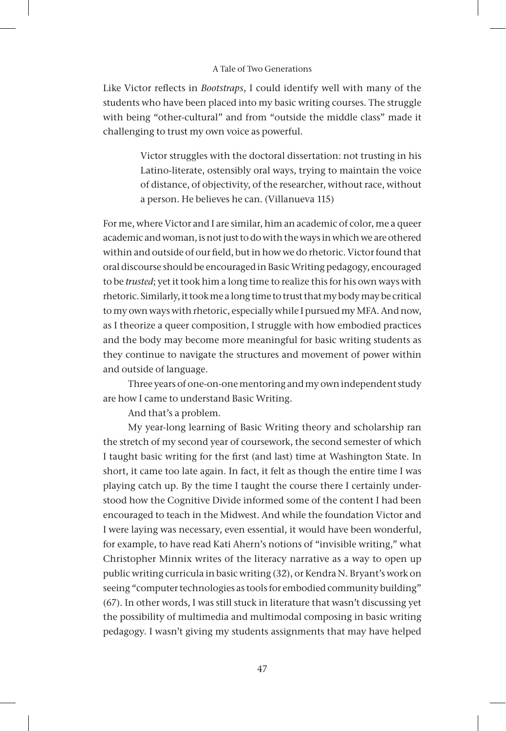Like Victor reflects in *Bootstraps*, I could identify well with many of the students who have been placed into my basic writing courses. The struggle with being "other-cultural" and from "outside the middle class" made it challenging to trust my own voice as powerful.

> Victor struggles with the doctoral dissertation: not trusting in his Latino-literate, ostensibly oral ways, trying to maintain the voice of distance, of objectivity, of the researcher, without race, without a person. He believes he can. (Villanueva 115)

For me, where Victor and I are similar, him an academic of color, me a queer academic and woman, is not just to do with the ways in which we are othered within and outside of our field, but in how we do rhetoric. Victor found that oral discourse should be encouraged in Basic Writing pedagogy, encouraged to be *trusted*; yet it took him a long time to realize this for his own ways with rhetoric. Similarly, it took me a long time to trust that my body may be critical to my own ways with rhetoric, especially while I pursued my MFA. And now, as I theorize a queer composition, I struggle with how embodied practices and the body may become more meaningful for basic writing students as they continue to navigate the structures and movement of power within and outside of language.

Three years of one-on-one mentoring and my own independent study are how I came to understand Basic Writing.

And that's a problem.

My year-long learning of Basic Writing theory and scholarship ran the stretch of my second year of coursework, the second semester of which I taught basic writing for the first (and last) time at Washington State. In short, it came too late again. In fact, it felt as though the entire time I was playing catch up. By the time I taught the course there I certainly understood how the Cognitive Divide informed some of the content I had been encouraged to teach in the Midwest. And while the foundation Victor and I were laying was necessary, even essential, it would have been wonderful, for example, to have read Kati Ahern's notions of "invisible writing," what Christopher Minnix writes of the literacy narrative as a way to open up public writing curricula in basic writing (32), or Kendra N. Bryant's work on seeing "computer technologies as tools for embodied community building" (67). In other words, I was still stuck in literature that wasn't discussing yet the possibility of multimedia and multimodal composing in basic writing pedagogy. I wasn't giving my students assignments that may have helped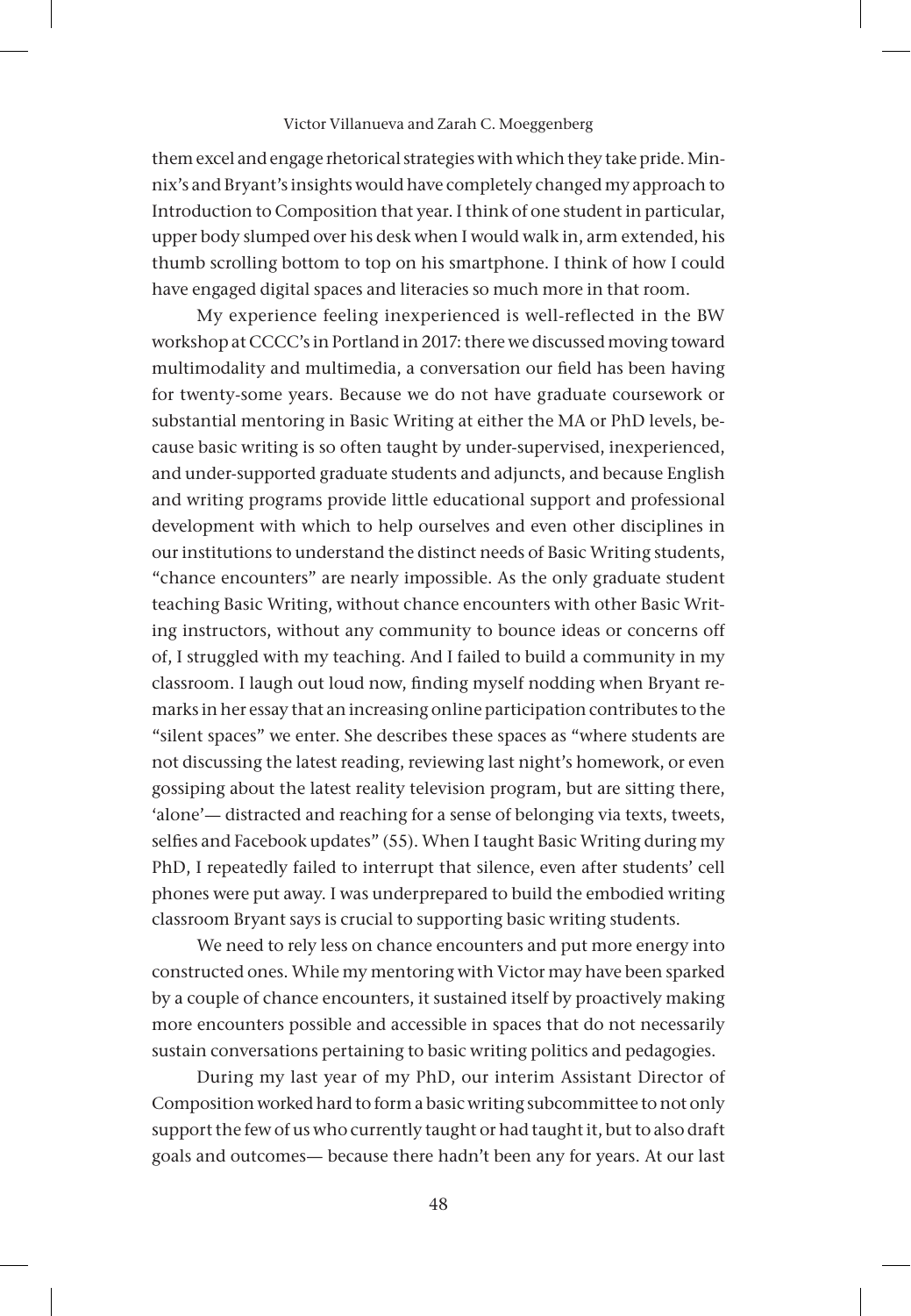them excel and engage rhetorical strategies with which they take pride. Minnix's and Bryant's insights would have completely changed my approach to Introduction to Composition that year. I think of one student in particular, upper body slumped over his desk when I would walk in, arm extended, his thumb scrolling bottom to top on his smartphone. I think of how I could have engaged digital spaces and literacies so much more in that room.

My experience feeling inexperienced is well-reflected in the BW workshop at CCCC's in Portland in 2017: there we discussed moving toward multimodality and multimedia, a conversation our field has been having for twenty-some years. Because we do not have graduate coursework or substantial mentoring in Basic Writing at either the MA or PhD levels, because basic writing is so often taught by under-supervised, inexperienced, and under-supported graduate students and adjuncts, and because English and writing programs provide little educational support and professional development with which to help ourselves and even other disciplines in our institutions to understand the distinct needs of Basic Writing students, "chance encounters" are nearly impossible. As the only graduate student teaching Basic Writing, without chance encounters with other Basic Writing instructors, without any community to bounce ideas or concerns off of, I struggled with my teaching. And I failed to build a community in my classroom. I laugh out loud now, finding myself nodding when Bryant remarks in her essay that an increasing online participation contributes to the "silent spaces" we enter. She describes these spaces as "where students are not discussing the latest reading, reviewing last night's homework, or even gossiping about the latest reality television program, but are sitting there, 'alone'— distracted and reaching for a sense of belonging via texts, tweets, selfies and Facebook updates" (55). When I taught Basic Writing during my PhD, I repeatedly failed to interrupt that silence, even after students' cell phones were put away. I was underprepared to build the embodied writing classroom Bryant says is crucial to supporting basic writing students.

We need to rely less on chance encounters and put more energy into constructed ones. While my mentoring with Victor may have been sparked by a couple of chance encounters, it sustained itself by proactively making more encounters possible and accessible in spaces that do not necessarily sustain conversations pertaining to basic writing politics and pedagogies.

During my last year of my PhD, our interim Assistant Director of Composition worked hard to form a basic writing subcommittee to not only support the few of us who currently taught or had taught it, but to also draft goals and outcomes— because there hadn't been any for years. At our last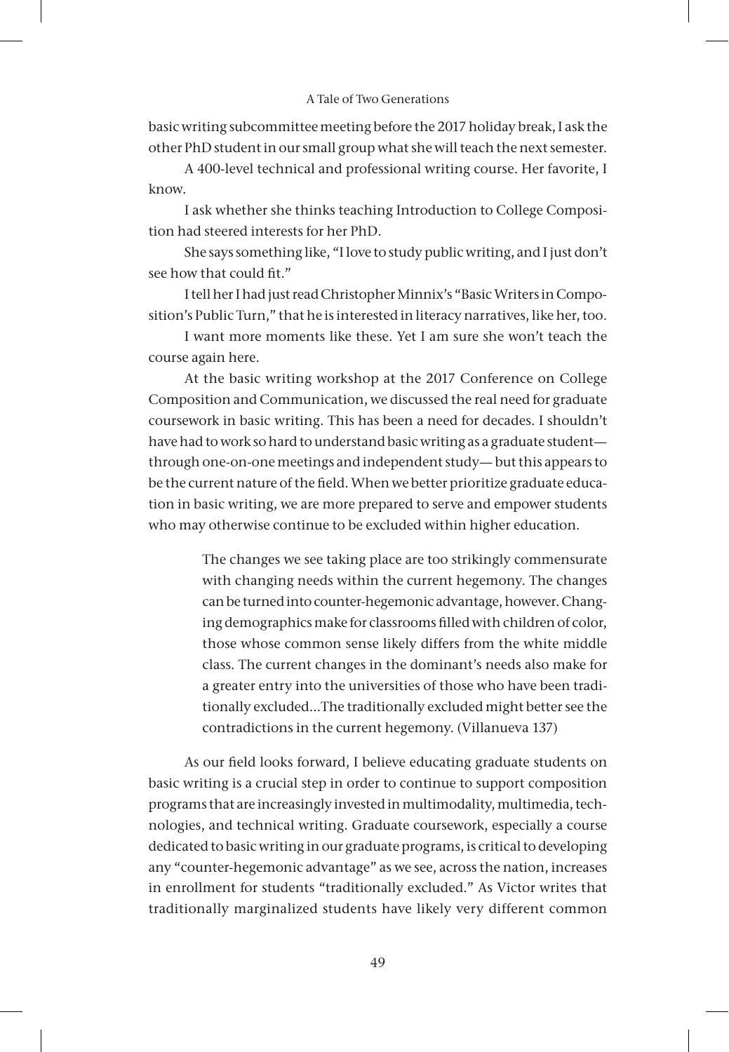basic writing subcommittee meeting before the 2017 holiday break, I ask the other PhD student in our small group what she will teach the next semester.

A 400-level technical and professional writing course. Her favorite, I know.

I ask whether she thinks teaching Introduction to College Composition had steered interests for her PhD.

She says something like, "I love to study public writing, and I just don't see how that could fit."

I tell her I had just read Christopher Minnix's "Basic Writers in Composition's Public Turn," that he is interested in literacy narratives, like her, too.

I want more moments like these. Yet I am sure she won't teach the course again here.

At the basic writing workshop at the 2017 Conference on College Composition and Communication, we discussed the real need for graduate coursework in basic writing. This has been a need for decades. I shouldn't have had to work so hard to understand basic writing as a graduate student—through one-on-one meetings and independent study— but this appears to be the current nature of the field. When we better prioritize graduate education in basic writing, we are more prepared to serve and empower students who may otherwise continue to be excluded within higher education.

> The changes we see taking place are too strikingly commensurate with changing needs within the current hegemony. The changes can be turned into counter-hegemonic advantage, however. Changing demographics make for classrooms filled with children of color, those whose common sense likely differs from the white middle class. The current changes in the dominant's needs also make for a greater entry into the universities of those who have been traditionally excluded...The traditionally excluded might better see the contradictions in the current hegemony. (Villanueva 137)

As our field looks forward, I believe educating graduate students on basic writing is a crucial step in order to continue to support composition programs that are increasingly invested in multimodality, multimedia, technologies, and technical writing. Graduate coursework, especially a course dedicated to basic writing in our graduate programs, is critical to developing any "counter-hegemonic advantage" as we see, across the nation, increases in enrollment for students "traditionally excluded." As Victor writes that traditionally marginalized students have likely very different common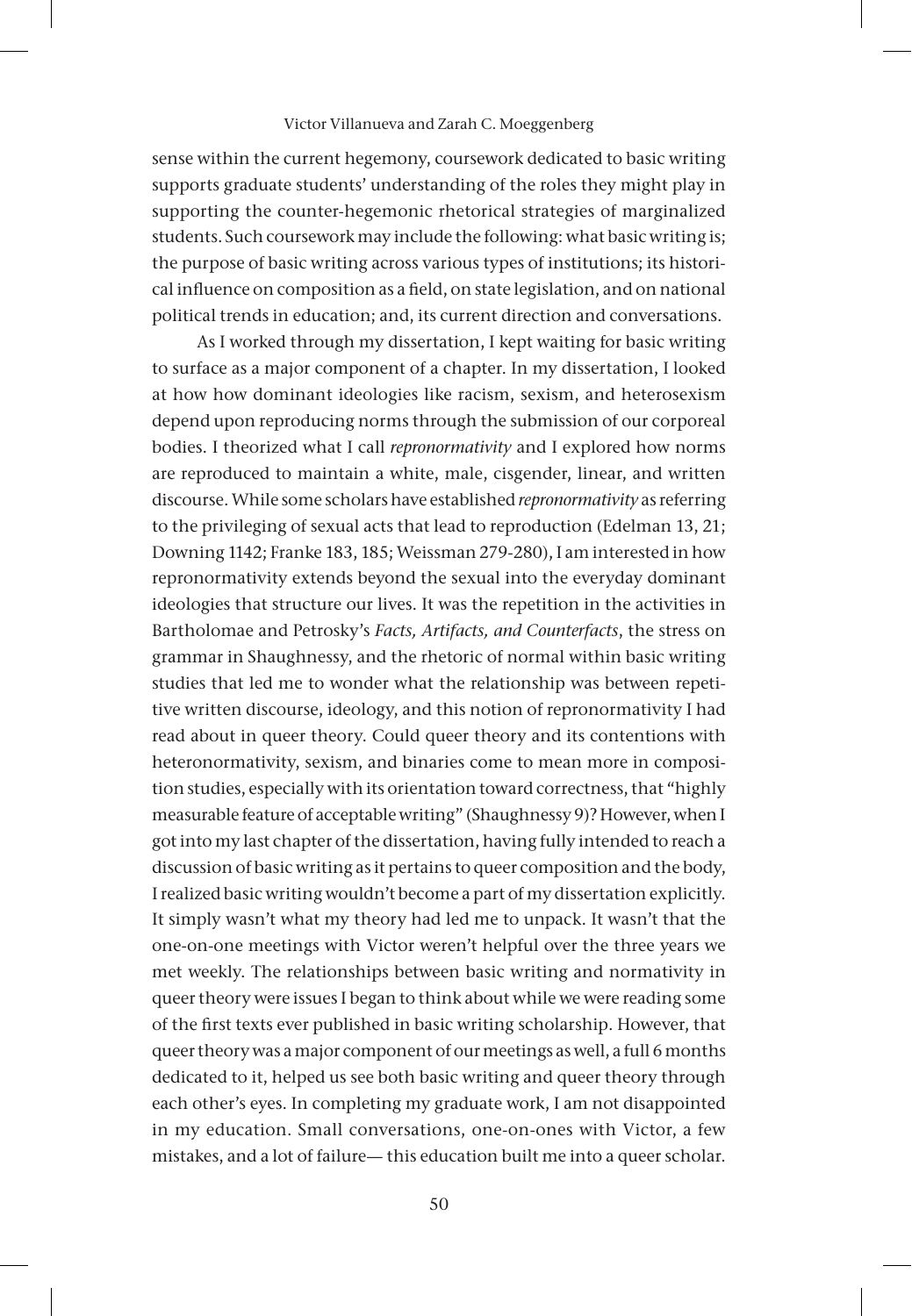sense within the current hegemony, coursework dedicated to basic writing supports graduate students' understanding of the roles they might play in supporting the counter-hegemonic rhetorical strategies of marginalized students. Such coursework may include the following: what basic writing is; the purpose of basic writing across various types of institutions; its historical influence on composition as a field, on state legislation, and on national political trends in education; and, its current direction and conversations.

As I worked through my dissertation, I kept waiting for basic writing to surface as a major component of a chapter. In my dissertation, I looked at how how dominant ideologies like racism, sexism, and heterosexism depend upon reproducing norms through the submission of our corporeal bodies. I theorized what I call *repronormativity* and I explored how norms are reproduced to maintain a white, male, cisgender, linear, and written discourse. While some scholars have established *repronormativity* as referring to the privileging of sexual acts that lead to reproduction (Edelman 13, 21; Downing 1142; Franke 183, 185; Weissman 279-280), I am interested in how repronormativity extends beyond the sexual into the everyday dominant ideologies that structure our lives. It was the repetition in the activities in Bartholomae and Petrosky's *Facts, Artifacts, and Counterfacts*, the stress on grammar in Shaughnessy, and the rhetoric of normal within basic writing studies that led me to wonder what the relationship was between repetitive written discourse, ideology, and this notion of repronormativity I had read about in queer theory. Could queer theory and its contentions with heteronormativity, sexism, and binaries come to mean more in composition studies, especially with its orientation toward correctness, that "highly measurable feature of acceptable writing" (Shaughnessy 9)? However, when I got into my last chapter of the dissertation, having fully intended to reach a discussion of basic writing as it pertains to queer composition and the body, I realized basic writing wouldn't become a part of my dissertation explicitly. It simply wasn't what my theory had led me to unpack. It wasn't that the one-on-one meetings with Victor weren't helpful over the three years we met weekly. The relationships between basic writing and normativity in queer theory were issues I began to think about while we were reading some of the first texts ever published in basic writing scholarship. However, that queer theory was a major component of our meetings as well, a full 6 months dedicated to it, helped us see both basic writing and queer theory through each other's eyes. In completing my graduate work, I am not disappointed in my education. Small conversations, one-on-ones with Victor, a few mistakes, and a lot of failure— this education built me into a queer scholar.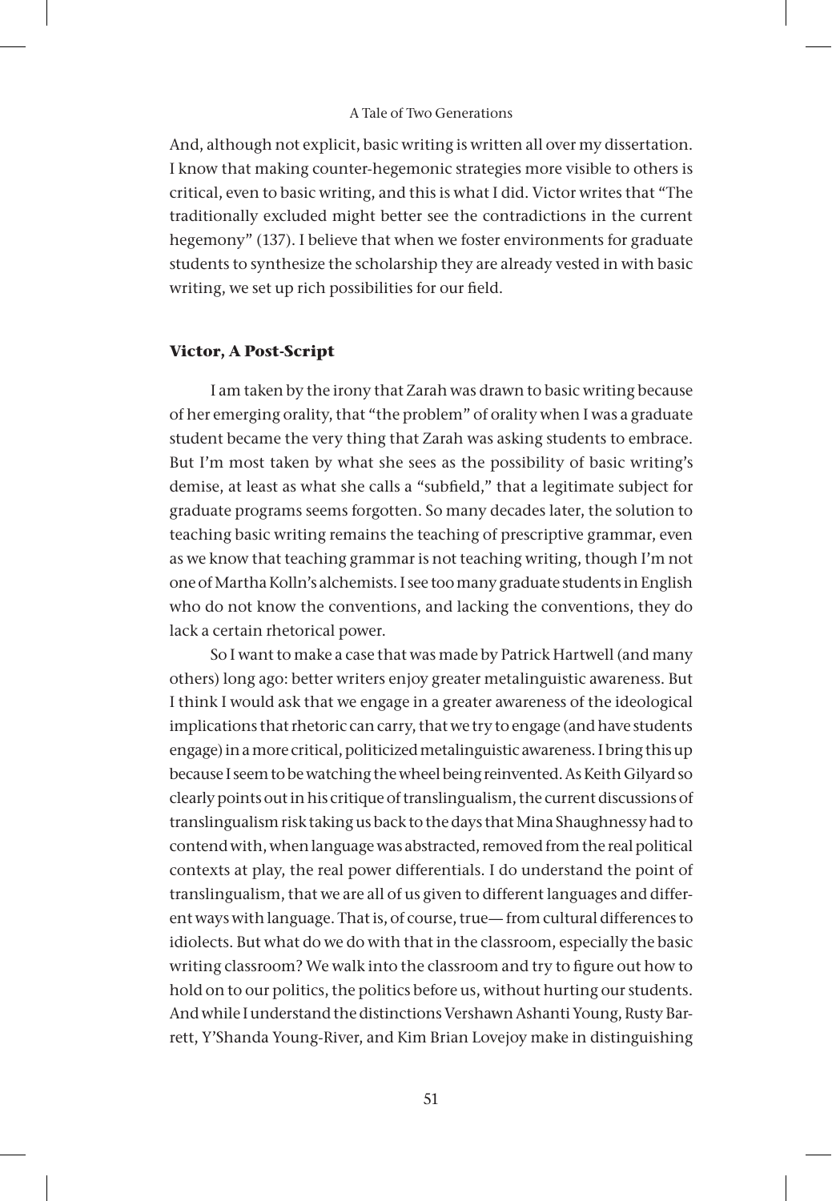And, although not explicit, basic writing is written all over my dissertation. I know that making counter-hegemonic strategies more visible to others is critical, even to basic writing, and this is what I did. Victor writes that "The traditionally excluded might better see the contradictions in the current hegemony" (137). I believe that when we foster environments for graduate students to synthesize the scholarship they are already vested in with basic writing, we set up rich possibilities for our field.

### Victor, A Post-Script

I am taken by the irony that Zarah was drawn to basic writing because of her emerging orality, that "the problem" of orality when I was a graduate student became the very thing that Zarah was asking students to embrace. But I'm most taken by what she sees as the possibility of basic writing's demise, at least as what she calls a "subfield," that a legitimate subject for graduate programs seems forgotten. So many decades later, the solution to teaching basic writing remains the teaching of prescriptive grammar, even as we know that teaching grammar is not teaching writing, though I'm not one of Martha Kolln's alchemists. I see too many graduate students in English who do not know the conventions, and lacking the conventions, they do lack a certain rhetorical power.

So I want to make a case that was made by Patrick Hartwell (and many others) long ago: better writers enjoy greater metalinguistic awareness. But I think I would ask that we engage in a greater awareness of the ideological implications that rhetoric can carry, that we try to engage (and have students engage) in a more critical, politicized metalinguistic awareness. I bring this up because I seem to be watching the wheel being reinvented. As Keith Gilyard so clearly points out in his critique of translingualism, the current discussions of translingualism risk taking us back to the days that Mina Shaughnessy had to contend with, when language was abstracted, removed from the real political contexts at play, the real power differentials. I do understand the point of translingualism, that we are all of us given to different languages and different ways with language. That is, of course, true— from cultural differences to idiolects. But what do we do with that in the classroom, especially the basic writing classroom? We walk into the classroom and try to figure out how to hold on to our politics, the politics before us, without hurting our students. And while I understand the distinctions Vershawn Ashanti Young, Rusty Barrett, Y'Shanda Young-River, and Kim Brian Lovejoy make in distinguishing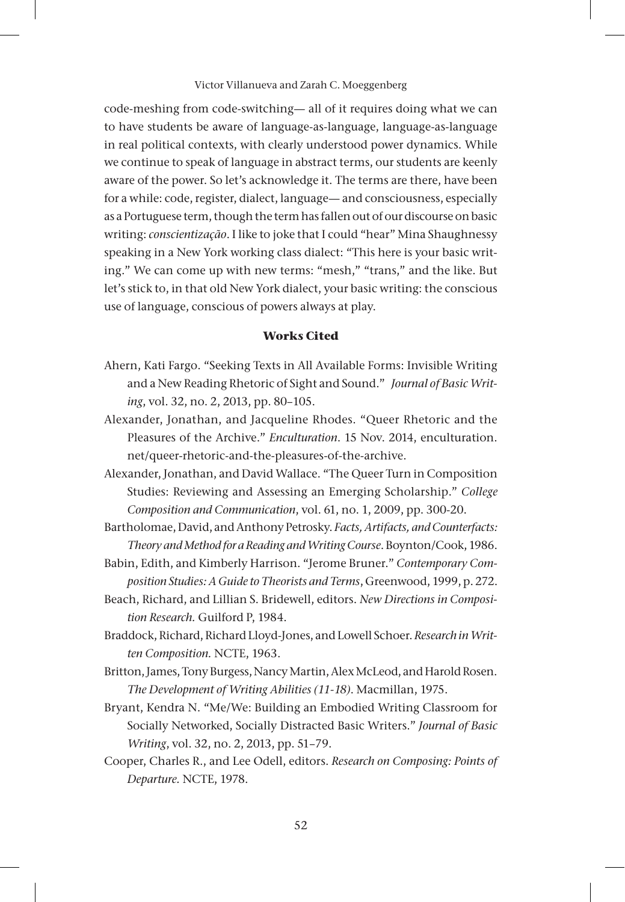code-meshing from code-switching— all of it requires doing what we can to have students be aware of language-as-language, language-as-language in real political contexts, with clearly understood power dynamics. While we continue to speak of language in abstract terms, our students are keenly aware of the power. So let's acknowledge it. The terms are there, have been for a while: code, register, dialect, language— and consciousness, especially as a Portuguese term, though the term has fallen out of our discourse on basic writing: *conscientização*. I like to joke that I could "hear" Mina Shaughnessy speaking in a New York working class dialect: "This here is your basic writing." We can come up with new terms: "mesh," "trans," and the like. But let's stick to, in that old New York dialect, your basic writing: the conscious use of language, conscious of powers always at play.

### Works Cited

Ahern, Kati Fargo. "Seeking Texts in All Available Forms: Invisible Writing and a New Reading Rhetoric of Sight and Sound." *Journal of Basic Writing*, vol. 32, no. 2, 2013, pp. 80–105.

Alexander, Jonathan, and Jacqueline Rhodes. "Queer Rhetoric and the Pleasures of the Archive." *Enculturation*. 15 Nov. 2014, enculturation.net/queer-rhetoric-and-the-pleasures-of-the-archive.

Alexander, Jonathan, and David Wallace. "The Queer Turn in Composition Studies: Reviewing and Assessing an Emerging Scholarship." *College Composition and Communication*, vol. 61, no. 1, 2009, pp. 300-20.

Bartholomae, David, and Anthony Petrosky. *Facts, Artifacts, and Counterfacts: Theory and Method for a Reading and Writing Course*. Boynton/Cook, 1986.

Babin, Edith, and Kimberly Harrison. "Jerome Bruner." *Contemporary Composition Studies: A Guide to Theorists and Terms*, Greenwood, 1999, p. 272.

Beach, Richard, and Lillian S. Bridewell, editors. *New Directions in Composition Research.* Guilford P, 1984.

Braddock, Richard, Richard Lloyd-Jones, and Lowell Schoer. *Research in Written Composition.* NCTE, 1963.

Britton, James, Tony Burgess, Nancy Martin, Alex McLeod, and Harold Rosen. *The Development of Writing Abilities (11-18)*. Macmillan, 1975.

Bryant, Kendra N. "Me/We: Building an Embodied Writing Classroom for Socially Networked, Socially Distracted Basic Writers." *Journal of Basic Writing*, vol. 32, no. 2, 2013, pp. 51–79.

Cooper, Charles R., and Lee Odell, editors. *Research on Composing: Points of Departure.* NCTE, 1978.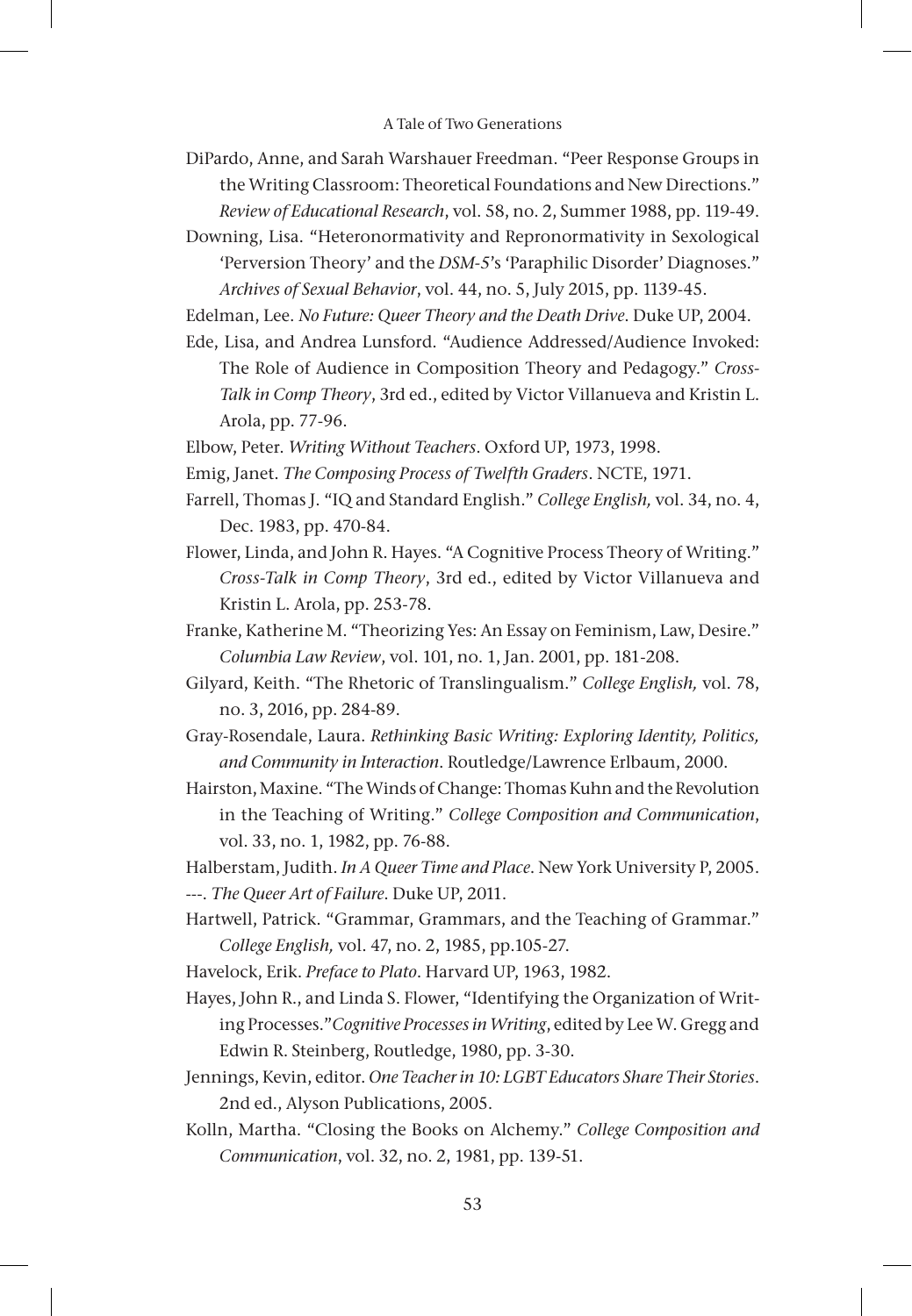DiPardo, Anne, and Sarah Warshauer Freedman. "Peer Response Groups in the Writing Classroom: Theoretical Foundations and New Directions." *Review of Educational Research*, vol. 58, no. 2, Summer 1988, pp. 119-49.

Downing, Lisa. "Heteronormativity and Repronormativity in Sexological 'Perversion Theory' and the *DSM-5*'s 'Paraphilic Disorder' Diagnoses." *Archives of Sexual Behavior*, vol. 44, no. 5, July 2015, pp. 1139-45.

Edelman, Lee. *No Future: Queer Theory and the Death Drive*. Duke UP, 2004.

Ede, Lisa, and Andrea Lunsford. "Audience Addressed/Audience Invoked: The Role of Audience in Composition Theory and Pedagogy." *Cross-Talk in Comp Theory*, 3rd ed., edited by Victor Villanueva and Kristin L. Arola, pp. 77-96.

Elbow, Peter. *Writing Without Teachers*. Oxford UP, 1973, 1998.

Emig, Janet. *The Composing Process of Twelfth Graders*. NCTE, 1971.

Farrell, Thomas J. "IQ and Standard English." *College English,* vol. 34, no. 4, Dec. 1983, pp. 470-84.

Flower, Linda, and John R. Hayes. "A Cognitive Process Theory of Writing." *Cross-Talk in Comp Theory*, 3rd ed., edited by Victor Villanueva and Kristin L. Arola, pp. 253-78.

Franke, Katherine M. "Theorizing Yes: An Essay on Feminism, Law, Desire." *Columbia Law Review*, vol. 101, no. 1, Jan. 2001, pp. 181-208.

Gilyard, Keith. "The Rhetoric of Translingualism." *College English,* vol. 78, no. 3, 2016, pp. 284-89.

Gray-Rosendale, Laura. *Rethinking Basic Writing: Exploring Identity, Politics, and Community in Interaction*. Routledge/Lawrence Erlbaum, 2000.

Hairston, Maxine. "The Winds of Change: Thomas Kuhn and the Revolution in the Teaching of Writing." *College Composition and Communication*, vol. 33, no. 1, 1982, pp. 76-88.

Halberstam, Judith. *In A Queer Time and Place*. New York University P, 2005.

---. *The Queer Art of Failure*. Duke UP, 2011.

Hartwell, Patrick. "Grammar, Grammars, and the Teaching of Grammar." *College English,* vol. 47, no. 2, 1985, pp.105-27.

Havelock, Erik. *Preface to Plato*. Harvard UP, 1963, 1982.

Hayes, John R., and Linda S. Flower, "Identifying the Organization of Writing Processes."*Cognitive Processes in Writing*, edited by Lee W. Gregg and Edwin R. Steinberg, Routledge, 1980, pp. 3-30.

Jennings, Kevin, editor. *One Teacher in 10: LGBT Educators Share Their Stories*. 2nd ed., Alyson Publications, 2005.

Kolln, Martha. "Closing the Books on Alchemy." *College Composition and Communication*, vol. 32, no. 2, 1981, pp. 139-51.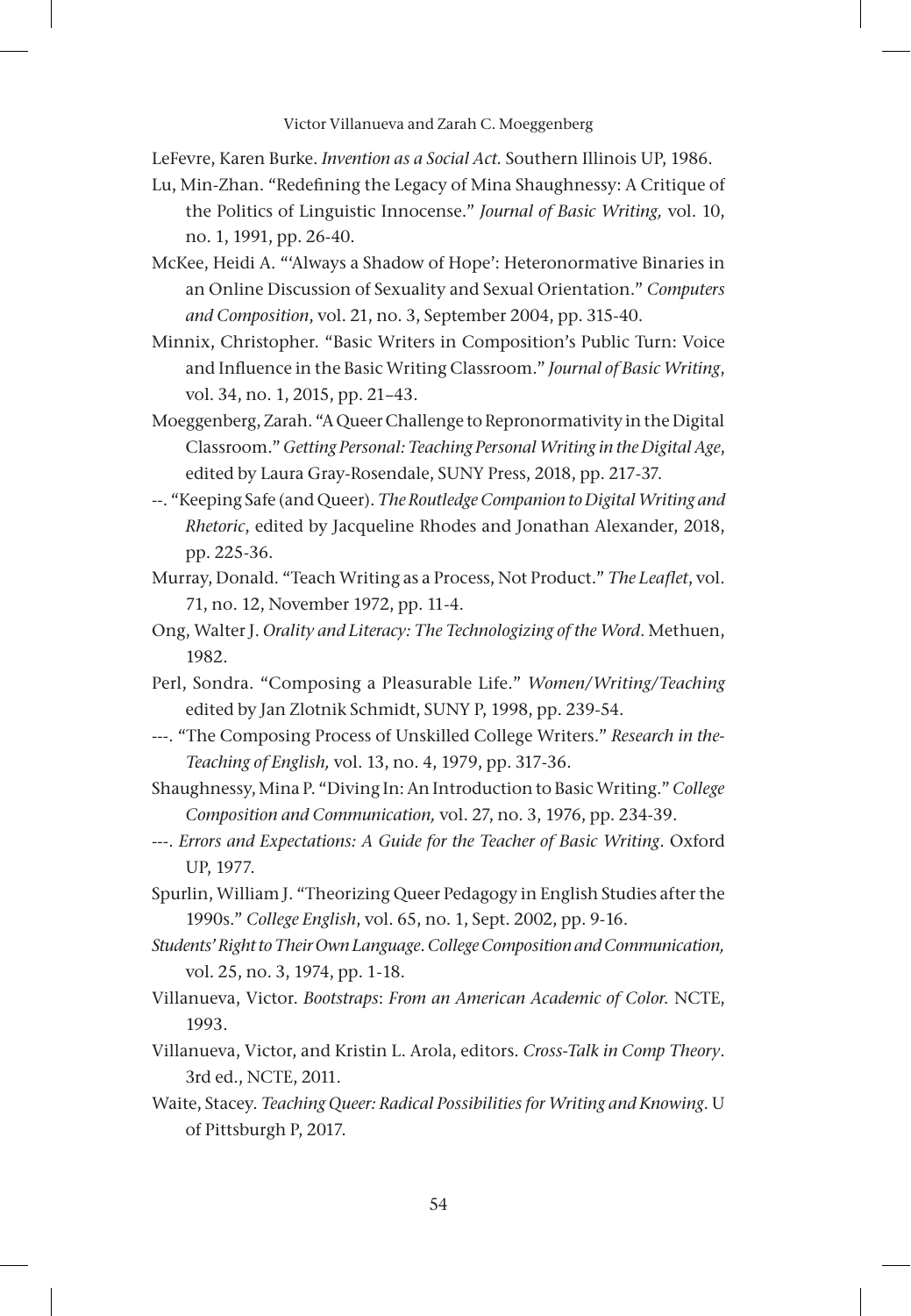LeFevre, Karen Burke. *Invention as a Social Act.* Southern Illinois UP, 1986.

Lu, Min-Zhan. "Redefining the Legacy of Mina Shaughnessy: A Critique of the Politics of Linguistic Innocense." *Journal of Basic Writing,* vol. 10, no. 1, 1991, pp. 26-40.

McKee, Heidi A. "'Always a Shadow of Hope': Heteronormative Binaries in an Online Discussion of Sexuality and Sexual Orientation." *Computers and Composition*, vol. 21, no. 3, September 2004, pp. 315-40.

Minnix, Christopher. "Basic Writers in Composition's Public Turn: Voice and Influence in the Basic Writing Classroom." *Journal of Basic Writing*, vol. 34, no. 1, 2015, pp. 21–43.

Moeggenberg, Zarah. "A Queer Challenge to Repronormativity in the Digital Classroom." *Getting Personal: Teaching Personal Writing in the Digital Age*, edited by Laura Gray-Rosendale, SUNY Press, 2018, pp. 217-37.

--. "Keeping Safe (and Queer). *The Routledge Companion to Digital Writing and Rhetoric*, edited by Jacqueline Rhodes and Jonathan Alexander, 2018, pp. 225-36.

Murray, Donald. "Teach Writing as a Process, Not Product." *The Leaflet*, vol. 71, no. 12, November 1972, pp. 11-4.

Ong, Walter J. *Orality and Literacy: The Technologizing of the Word*. Methuen, 1982.

Perl, Sondra. "Composing a Pleasurable Life." *Women/Writing/Teaching* edited by Jan Zlotnik Schmidt, SUNY P, 1998, pp. 239-54.

---. "The Composing Process of Unskilled College Writers." *Research in the-Teaching of English,* vol. 13, no. 4, 1979, pp. 317-36.

Shaughnessy, Mina P. "Diving In: An Introduction to Basic Writing." *College Composition and Communication,* vol. 27, no. 3, 1976, pp. 234-39.

---. *Errors and Expectations: A Guide for the Teacher of Basic Writing*. Oxford UP, 1977.

Spurlin, William J. "Theorizing Queer Pedagogy in English Studies after the 1990s." *College English*, vol. 65, no. 1, Sept. 2002, pp. 9-16.

*Students' Right to Their Own Language*. *College Composition and Communication,* vol. 25, no. 3, 1974, pp. 1-18.

Villanueva, Victor. *Bootstraps*: *From an American Academic of Color.* NCTE, 1993.

Villanueva, Victor, and Kristin L. Arola, editors. *Cross-Talk in Comp Theory*. 3rd ed., NCTE, 2011.

Waite, Stacey. *Teaching Queer: Radical Possibilities for Writing and Knowing*. U of Pittsburgh P, 2017.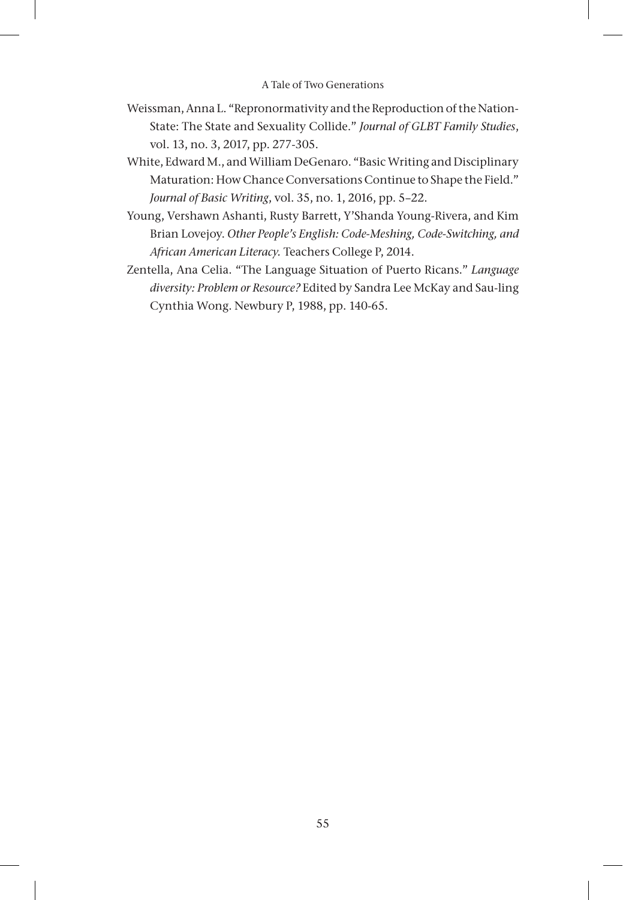Weissman, Anna L. "Repronormativity and the Reproduction of the Nation-State: The State and Sexuality Collide." *Journal of GLBT Family Studies*, vol. 13, no. 3, 2017, pp. 277-305.

White, Edward M., and William DeGenaro. "Basic Writing and Disciplinary Maturation: How Chance Conversations Continue to Shape the Field." *Journal of Basic Writing*, vol. 35, no. 1, 2016, pp. 5–22.

Young, Vershawn Ashanti, Rusty Barrett, Y'Shanda Young-Rivera, and Kim Brian Lovejoy. *Other People's English: Code-Meshing, Code-Switching, and African American Literacy.* Teachers College P, 2014.

Zentella, Ana Celia. "The Language Situation of Puerto Ricans." *Language diversity: Problem or Resource?* Edited by Sandra Lee McKay and Sau-ling Cynthia Wong. Newbury P, 1988, pp. 140-65.